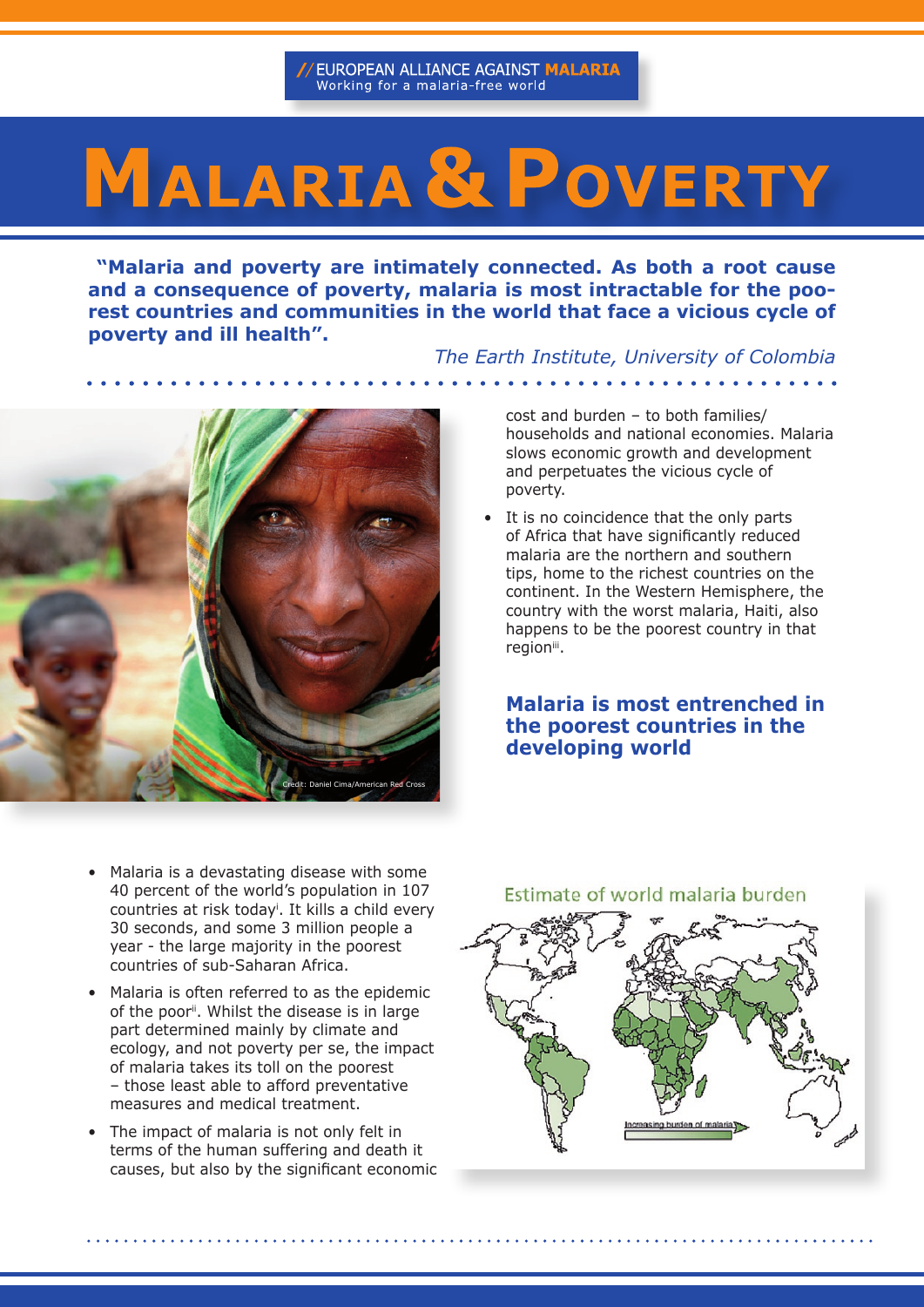// EUROPEAN ALLIANCE AGAINST **MALARIA**
Working for a malaria-free world

# MALARIA & POVERTY

**"Malaria and poverty are intimately connected. As both a root cause and a consequence of poverty, malaria is most intractable for the poorest countries and communities in the world that face a vicious cycle of poverty and ill health".**

*The Earth Institute, University of Colombia*

Credit: Daniel Cima/American Red Cross

- Malaria is a devastating disease with some 40 percent of the world's population in 107 countries at risk today[i]. It kills a child every 30 seconds, and some 3 million people a year - the large majority in the poorest countries of sub-Saharan Africa.
- Malaria is often referred to as the epidemic of the poor[ii]. Whilst the disease is in large part determined mainly by climate and ecology, and not poverty per se, the impact of malaria takes its toll on the poorest – those least able to afford preventative measures and medical treatment.
- The impact of malaria is not only felt in terms of the human suffering and death it causes, but also by the significant economic cost and burden – to both families/ households and national economies. Malaria slows economic growth and development and perpetuates the vicious cycle of poverty.
- It is no coincidence that the only parts of Africa that have significantly reduced malaria are the northern and southern tips, home to the richest countries on the continent. In the Western Hemisphere, the country with the worst malaria, Haiti, also happens to be the poorest country in that region[iii].

## Malaria is most entrenched in the poorest countries in the developing world

Estimate of world malaria burden

Increasing burden of malaria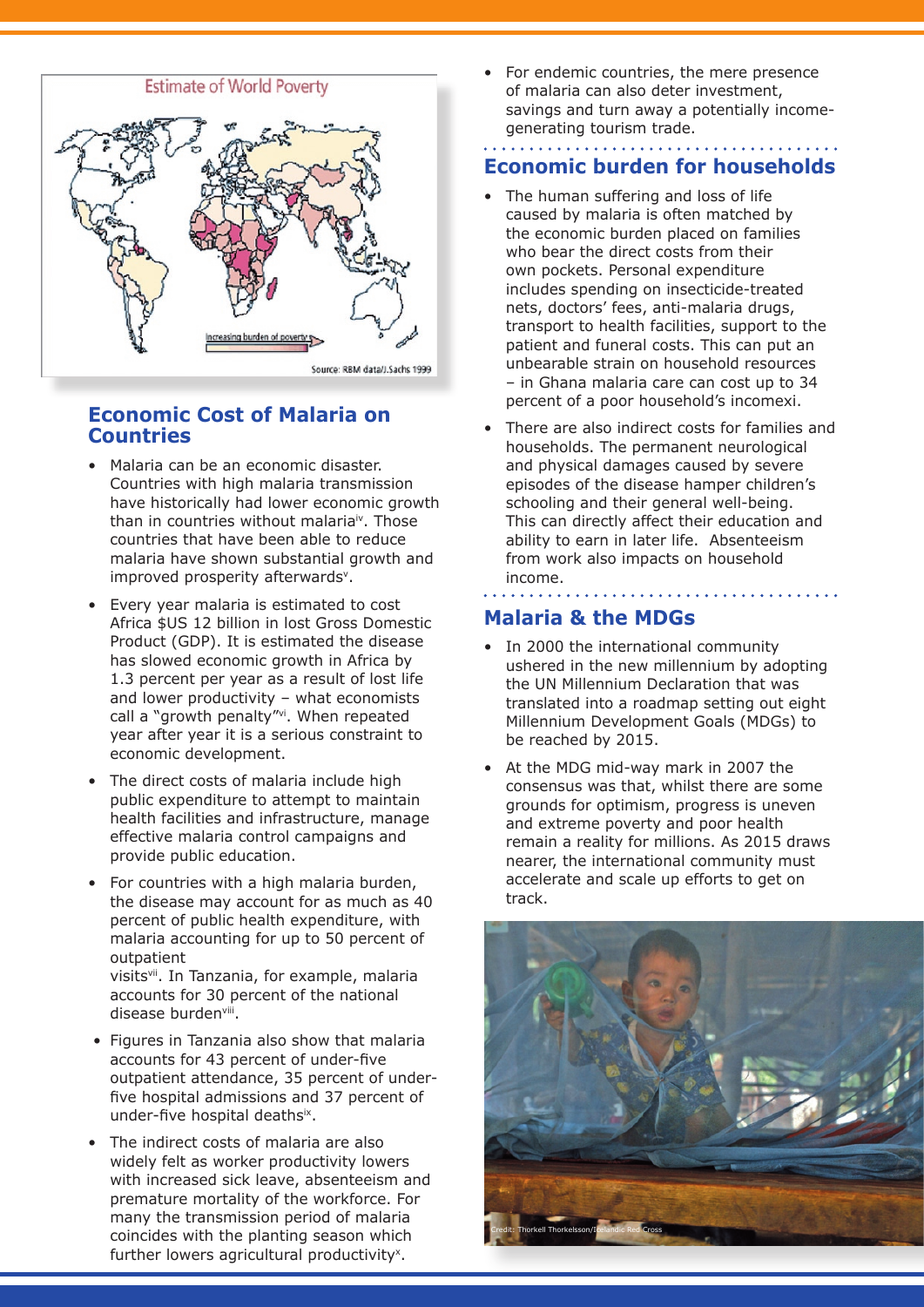Estimate of World Poverty

Increasing burden of poverty

Source: RBM data/J.Sachs 1999

## Economic Cost of Malaria on Countries

- Malaria can be an economic disaster. Countries with high malaria transmission have historically had lower economic growth than in countries without malaria[iv]. Those countries that have been able to reduce malaria have shown substantial growth and improved prosperity afterwards[v].
- Every year malaria is estimated to cost Africa $US 12 billion in lost Gross Domestic Product (GDP). It is estimated the disease has slowed economic growth in Africa by 1.3 percent per year as a result of lost life and lower productivity – what economists call a "growth penalty"[vi]. When repeated year after year it is a serious constraint to economic development.
- The direct costs of malaria include high public expenditure to attempt to maintain health facilities and infrastructure, manage effective malaria control campaigns and provide public education.
- For countries with a high malaria burden, the disease may account for as much as 40 percent of public health expenditure, with malaria accounting for up to 50 percent of outpatient visits[vii]. In Tanzania, for example, malaria accounts for 30 percent of the national disease burden[viii].
- Figures in Tanzania also show that malaria accounts for 43 percent of under-five outpatient attendance, 35 percent of under-five hospital admissions and 37 percent of under-five hospital deaths[ix].
- The indirect costs of malaria are also widely felt as worker productivity lowers with increased sick leave, absenteeism and premature mortality of the workforce. For many the transmission period of malaria coincides with the planting season which further lowers agricultural productivity[x].
- For endemic countries, the mere presence of malaria can also deter investment, savings and turn away a potentially income-generating tourism trade.

## Economic burden for households

- The human suffering and loss of life caused by malaria is often matched by the economic burden placed on families who bear the direct costs from their own pockets. Personal expenditure includes spending on insecticide-treated nets, doctors' fees, anti-malaria drugs, transport to health facilities, support to the patient and funeral costs. This can put an unbearable strain on household resources – in Ghana malaria care can cost up to 34 percent of a poor household's incomexi.
- There are also indirect costs for families and households. The permanent neurological and physical damages caused by severe episodes of the disease hamper children's schooling and their general well-being. This can directly affect their education and ability to earn in later life. Absenteeism from work also impacts on household income.

## Malaria & the MDGs

- In 2000 the international community ushered in the new millennium by adopting the UN Millennium Declaration that was translated into a roadmap setting out eight Millennium Development Goals (MDGs) to be reached by 2015.
- At the MDG mid-way mark in 2007 the consensus was that, whilst there are some grounds for optimism, progress is uneven and extreme poverty and poor health remain a reality for millions. As 2015 draws nearer, the international community must accelerate and scale up efforts to get on track.

Credit: Thorkell Thorkelsson/Icelandic Red Cross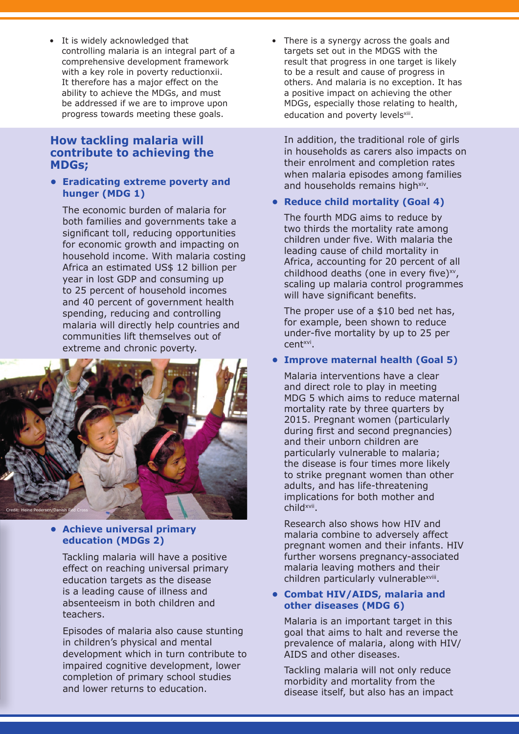- It is widely acknowledged that controlling malaria is an integral part of a comprehensive development framework with a key role in poverty reductionxii. It therefore has a major effect on the ability to achieve the MDGs, and must be addressed if we are to improve upon progress towards meeting these goals.

- There is a synergy across the goals and targets set out in the MDGS with the result that progress in one target is likely to be a result and cause of progress in others. And malaria is no exception. It has a positive impact on achieving the other MDGs, especially those relating to health, education and poverty levels[xiii].

## How tackling malaria will contribute to achieving the MDGs;

- **Eradicating extreme poverty and hunger (MDG 1)**

  The economic burden of malaria for both families and governments take a significant toll, reducing opportunities for economic growth and impacting on household income. With malaria costing Africa an estimated US$ 12 billion per year in lost GDP and consuming up to 25 percent of household incomes and 40 percent of government health spending, reducing and controlling malaria will directly help countries and communities lift themselves out of extreme and chronic poverty.

Credit: Heine Pedersen/Danish Red Cross

- **Achieve universal primary education (MDGs 2)**

  Tackling malaria will have a positive effect on reaching universal primary education targets as the disease is a leading cause of illness and absenteeism in both children and teachers.

  Episodes of malaria also cause stunting in children's physical and mental development which in turn contribute to impaired cognitive development, lower completion of primary school studies and lower returns to education.

  In addition, the traditional role of girls in households as carers also impacts on their enrolment and completion rates when malaria episodes among families and households remains high[xiv].

- **Reduce child mortality (Goal 4)**

  The fourth MDG aims to reduce by two thirds the mortality rate among children under five. With malaria the leading cause of child mortality in Africa, accounting for 20 percent of all childhood deaths (one in every five)[xv], scaling up malaria control programmes will have significant benefits.

  The proper use of a $10 bed net has, for example, been shown to reduce under-five mortality by up to 25 per cent[xvi].

- **Improve maternal health (Goal 5)**

  Malaria interventions have a clear and direct role to play in meeting MDG 5 which aims to reduce maternal mortality rate by three quarters by 2015. Pregnant women (particularly during first and second pregnancies) and their unborn children are particularly vulnerable to malaria; the disease is four times more likely to strike pregnant women than other adults, and has life-threatening implications for both mother and child[xvii].

  Research also shows how HIV and malaria combine to adversely affect pregnant women and their infants. HIV further worsens pregnancy-associated malaria leaving mothers and their children particularly vulnerable[xviii].

- **Combat HIV/AIDS, malaria and other diseases (MDG 6)**

  Malaria is an important target in this goal that aims to halt and reverse the prevalence of malaria, along with HIV/AIDS and other diseases.

  Tackling malaria will not only reduce morbidity and mortality from the disease itself, but also has an impact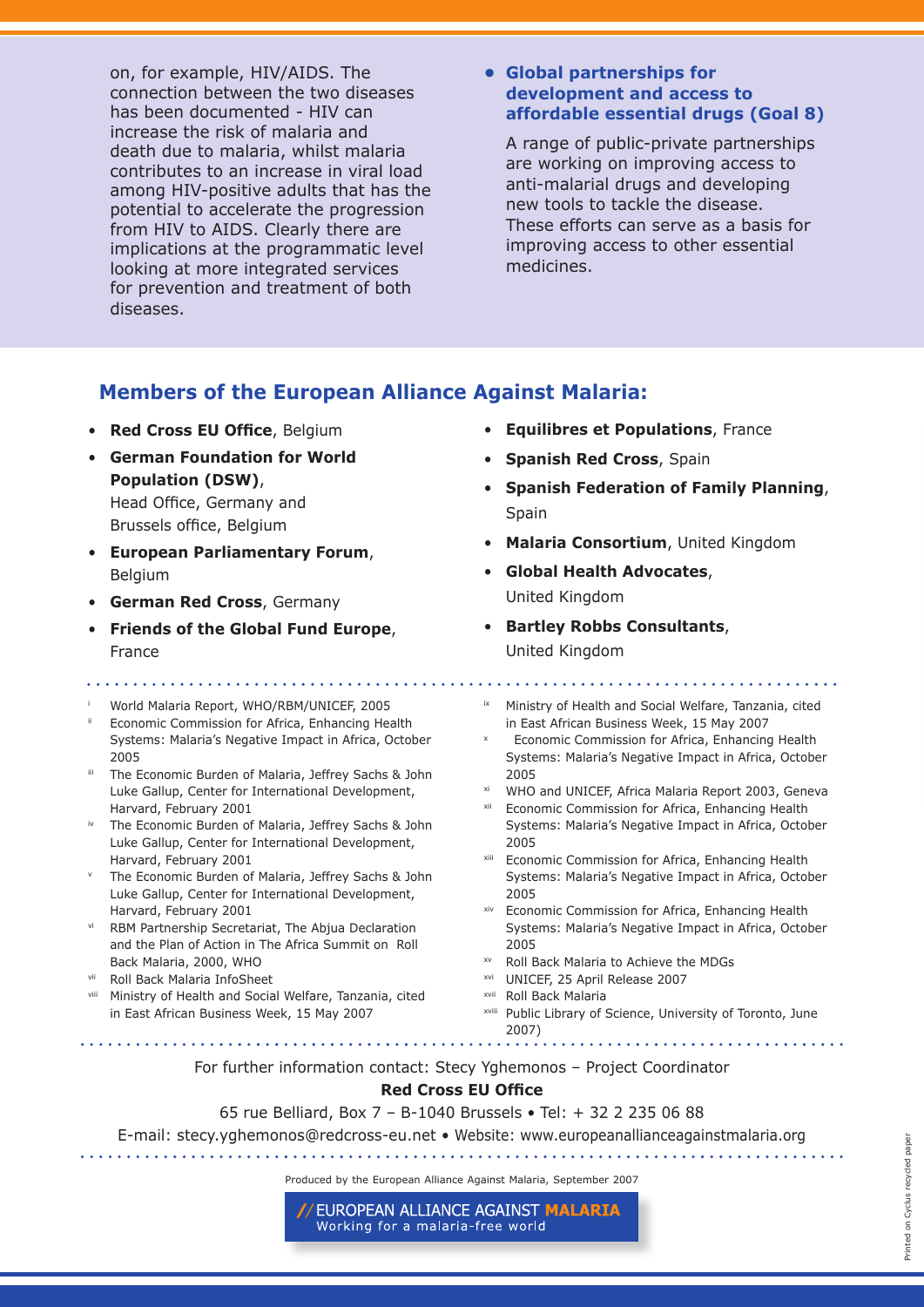on, for example, HIV/AIDS. The connection between the two diseases has been documented - HIV can increase the risk of malaria and death due to malaria, whilst malaria contributes to an increase in viral load among HIV-positive adults that has the potential to accelerate the progression from HIV to AIDS. Clearly there are implications at the programmatic level looking at more integrated services for prevention and treatment of both diseases.

- **Global partnerships for development and access to affordable essential drugs (Goal 8)**

  A range of public-private partnerships are working on improving access to anti-malarial drugs and developing new tools to tackle the disease. These efforts can serve as a basis for improving access to other essential medicines.

## Members of the European Alliance Against Malaria:

- **Red Cross EU Office**, Belgium
- **German Foundation for World Population (DSW)**, Head Office, Germany and Brussels office, Belgium
- **European Parliamentary Forum**, Belgium
- **German Red Cross**, Germany
- **Friends of the Global Fund Europe**, France
- **Equilibres et Populations**, France
- **Spanish Red Cross**, Spain
- **Spanish Federation of Family Planning**, Spain
- **Malaria Consortium**, United Kingdom
- **Global Health Advocates**, United Kingdom
- **Bartley Robbs Consultants**, United Kingdom

---

[i] World Malaria Report, WHO/RBM/UNICEF, 2005
[ii] Economic Commission for Africa, Enhancing Health Systems: Malaria's Negative Impact in Africa, October 2005
[iii] The Economic Burden of Malaria, Jeffrey Sachs & John Luke Gallup, Center for International Development, Harvard, February 2001
[iv] The Economic Burden of Malaria, Jeffrey Sachs & John Luke Gallup, Center for International Development, Harvard, February 2001
[v] The Economic Burden of Malaria, Jeffrey Sachs & John Luke Gallup, Center for International Development, Harvard, February 2001
[vi] RBM Partnership Secretariat, The Abjua Declaration and the Plan of Action in The Africa Summit on Roll Back Malaria, 2000, WHO
[vii] Roll Back Malaria InfoSheet
[viii] Ministry of Health and Social Welfare, Tanzania, cited in East African Business Week, 15 May 2007
[ix] Ministry of Health and Social Welfare, Tanzania, cited in East African Business Week, 15 May 2007
[x] Economic Commission for Africa, Enhancing Health Systems: Malaria's Negative Impact in Africa, October 2005
[xi] WHO and UNICEF, Africa Malaria Report 2003, Geneva
[xii] Economic Commission for Africa, Enhancing Health Systems: Malaria's Negative Impact in Africa, October 2005
[xiii] Economic Commission for Africa, Enhancing Health Systems: Malaria's Negative Impact in Africa, October 2005
[xiv] Economic Commission for Africa, Enhancing Health Systems: Malaria's Negative Impact in Africa, October 2005
[xv] Roll Back Malaria to Achieve the MDGs
[xvi] UNICEF, 25 April Release 2007
[xvii] Roll Back Malaria
[xviii] Public Library of Science, University of Toronto, June 2007)

---

For further information contact: Stecy Yghemonos – Project Coordinator

**Red Cross EU Office**

65 rue Belliard, Box 7 – B-1040 Brussels • Tel: + 32 2 235 06 88

E-mail: stecy.yghemonos@redcross-eu.net • Website: www.europeanallianceagainstmalaria.org

---

Produced by the European Alliance Against Malaria, September 2007

// EUROPEAN ALLIANCE AGAINST **MALARIA**
Working for a malaria-free world

Printed on Cyclus recycled paper